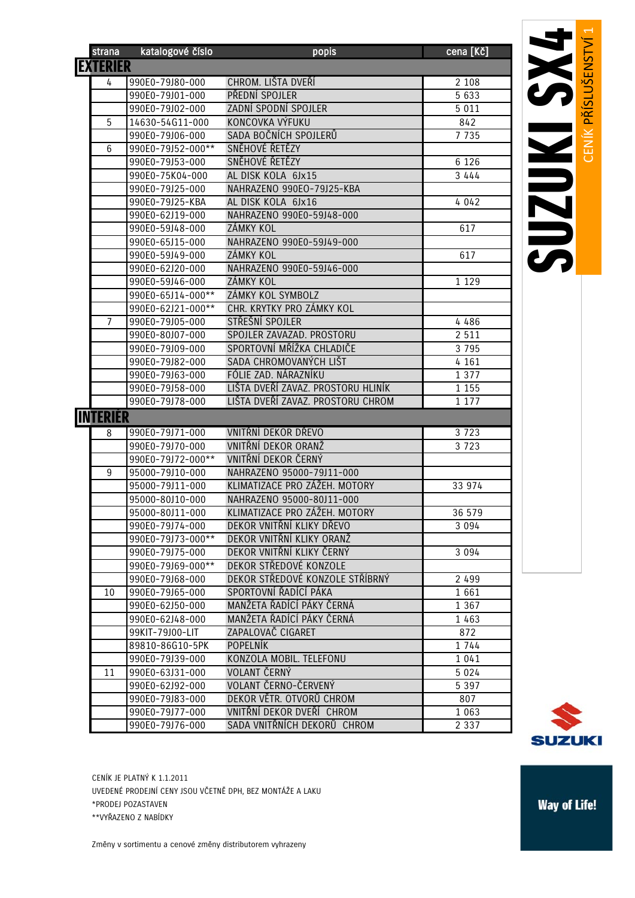# SUZUKI SX4

CENÍK PŘÍSLUŠENSTVÍ 1

| strana | katalogové číslo | popis | cena [Kč] |
|---|---|---|---|
| **EXTERIER** | | | |
| 4 | 990E0-79J80-000 | CHROM. LIŠTA DVEŘÍ | 2 108 |
| | 990E0-79J01-000 | PŘEDNÍ SPOJLER | 5 633 |
| | 990E0-79J02-000 | ZADNÍ SPODNÍ SPOJLER | 5 011 |
| 5 | 14630-54G11-000 | KONCOVKA VÝFUKU | 842 |
| | 990E0-79J06-000 | SADA BOČNÍCH SPOJLERŮ | 7 735 |
| 6 | 990E0-79J52-000** | SNĚHOVÉ ŘETĚZY | |
| | 990E0-79J53-000 | SNĚHOVÉ ŘETĚZY | 6 126 |
| | 990E0-75K04-000 | AL DISK KOLA 6Jx15 | 3 444 |
| | 990E0-79J25-000 | NAHRAZENO 990E0-79J25-KBA | |
| | 990E0-79J25-KBA | AL DISK KOLA 6Jx16 | 4 042 |
| | 990E0-62J19-000 | NAHRAZENO 990E0-59J48-000 | |
| | 990E0-59J48-000 | ZÁMKY KOL | 617 |
| | 990E0-65J15-000 | NAHRAZENO 990E0-59J49-000 | |
| | 990E0-59J49-000 | ZÁMKY KOL | 617 |
| | 990E0-62J20-000 | NAHRAZENO 990E0-59J46-000 | |
| | 990E0-59J46-000 | ZÁMKY KOL | 1 129 |
| | 990E0-65J14-000** | ZÁMKY KOL SYMBOLZ | |
| | 990E0-62J21-000** | CHR. KRYTKY PRO ZÁMKY KOL | |
| 7 | 990E0-79J05-000 | STŘEŠNÍ SPOJLER | 4 486 |
| | 990E0-80J07-000 | SPOJLER ZAVAZAD. PROSTORU | 2 511 |
| | 990E0-79J09-000 | SPORTOVNÍ MŘÍŽKA CHLADIČE | 3 795 |
| | 990E0-79J82-000 | SADA CHROMOVANÝCH LIŠT | 4 161 |
| | 990E0-79J63-000 | FÓLIE ZAD. NÁRAZNÍKU | 1 377 |
| | 990E0-79J58-000 | LIŠTA DVEŘÍ ZAVAZ. PROSTORU HLINÍK | 1 155 |
| | 990E0-79J78-000 | LIŠTA DVEŘÍ ZAVAZ. PROSTORU CHROM | 1 177 |
| **INTERIÉR** | | | |
| 8 | 990E0-79J71-000 | VNITŘNÍ DEKOR DŘEVO | 3 723 |
| | 990E0-79J70-000 | VNITŘNÍ DEKOR ORANŽ | 3 723 |
| | 990E0-79J72-000** | VNITŘNÍ DEKOR ČERNÝ | |
| 9 | 95000-79J10-000 | NAHRAZENO 95000-79J11-000 | |
| | 95000-79J11-000 | KLIMATIZACE PRO ZÁŽEH. MOTORY | 33 974 |
| | 95000-80J10-000 | NAHRAZENO 95000-80J11-000 | |
| | 95000-80J11-000 | KLIMATIZACE PRO ZÁŽEH. MOTORY | 36 579 |
| | 990E0-79J74-000 | DEKOR VNITŘNÍ KLIKY DŘEVO | 3 094 |
| | 990E0-79J73-000** | DEKOR VNITŘNÍ KLIKY ORANŽ | |
| | 990E0-79J75-000 | DEKOR VNITŘNÍ KLIKY ČERNÝ | 3 094 |
| | 990E0-79J69-000** | DEKOR STŘEDOVÉ KONZOLE | |
| | 990E0-79J68-000 | DEKOR STŘEDOVÉ KONZOLE STŘÍBRNÝ | 2 499 |
| 10 | 990E0-79J65-000 | SPORTOVNÍ ŘADÍCÍ PÁKA | 1 661 |
| | 990E0-62J50-000 | MANŽETA ŘADÍCÍ PÁKY ČERNÁ | 1 367 |
| | 990E0-62J48-000 | MANŽETA ŘADÍCÍ PÁKY ČERNÁ | 1 463 |
| | 99KIT-79J00-LIT | ZAPALOVAČ CIGARET | 872 |
| | 89810-86G10-5PK | POPELNÍK | 1 744 |
| | 990E0-79J39-000 | KONZOLA MOBIL. TELEFONU | 1 041 |
| 11 | 990E0-63J31-000 | VOLANT ČERNÝ | 5 024 |
| | 990E0-62J92-000 | VOLANT ČERNO-ČERVENÝ | 5 397 |
| | 990E0-79J83-000 | DEKOR VĚTR. OTVORŮ CHROM | 807 |
| | 990E0-79J77-000 | VNITŘNÍ DEKOR DVEŘÍ CHROM | 1 063 |
| | 990E0-79J76-000 | SADA VNITŘNÍCH DEKORŮ CHROM | 2 337 |

CENÍK JE PLATNÝ K 1.1.2011

UVEDENÉ PRODEJNÍ CENY JSOU VČETNĚ DPH, BEZ MONTÁŽE A LAKU

*PRODEJ POZASTAVEN

**VYŘAZENO Z NABÍDKY

Změny v sortimentu a cenové změny distributorem vyhrazeny

SUZUKI

Way of Life!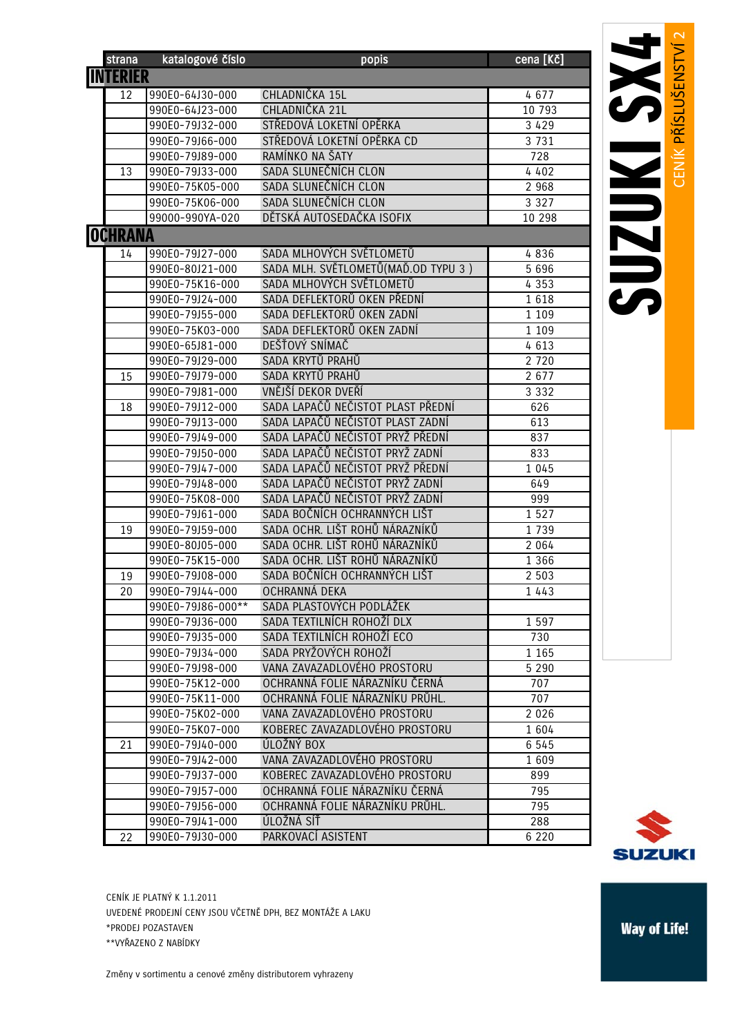# SUZUKI SX4

CENÍK PŘÍSLUŠENSTVÍ 2

| strana | katalogové číslo | popis | cena [Kč] |
|---|---|---|---|
| **INTERIER** | | | |
| 12 | 990E0-64J30-000 | CHLADNIČKA 15L | 4 677 |
| | 990E0-64J23-000 | CHLADNIČKA 21L | 10 793 |
| | 990E0-79J32-000 | STŘEDOVÁ LOKETNÍ OPĚRKA | 3 429 |
| | 990E0-79J66-000 | STŘEDOVÁ LOKETNÍ OPĚRKA CD | 3 731 |
| | 990E0-79J89-000 | RAMÍNKO NA ŠATY | 728 |
| 13 | 990E0-79J33-000 | SADA SLUNEČNÍCH CLON | 4 402 |
| | 990E0-75K05-000 | SADA SLUNEČNÍCH CLON | 2 968 |
| | 990E0-75K06-000 | SADA SLUNEČNÍCH CLON | 3 327 |
| | 99000-990YA-020 | DĚTSKÁ AUTOSEDAČKA ISOFIX | 10 298 |
| **OCHRANA** | | | |
| 14 | 990E0-79J27-000 | SADA MLHOVÝCH SVĚTLOMETŮ | 4 836 |
| | 990E0-80J21-000 | SADA MLH. SVĚTLOMETŮ(MAĎ.OD TYPU 3 ) | 5 696 |
| | 990E0-75K16-000 | SADA MLHOVÝCH SVĚTLOMETŮ | 4 353 |
| | 990E0-79J24-000 | SADA DEFLEKTORŮ OKEN PŘEDNÍ | 1 618 |
| | 990E0-79J55-000 | SADA DEFLEKTORŮ OKEN ZADNÍ | 1 109 |
| | 990E0-75K03-000 | SADA DEFLEKTORŮ OKEN ZADNÍ | 1 109 |
| | 990E0-65J81-000 | DEŠŤOVÝ SNÍMAČ | 4 613 |
| | 990E0-79J29-000 | SADA KRYTŮ PRAHŮ | 2 720 |
| 15 | 990E0-79J79-000 | SADA KRYTŮ PRAHŮ | 2 677 |
| | 990E0-79J81-000 | VNĚJŠÍ DEKOR DVEŘÍ | 3 332 |
| 18 | 990E0-79J12-000 | SADA LAPAČŮ NEČISTOT PLAST PŘEDNÍ | 626 |
| | 990E0-79J13-000 | SADA LAPAČŮ NEČISTOT PLAST ZADNÍ | 613 |
| | 990E0-79J49-000 | SADA LAPAČŮ NEČISTOT PRYŽ PŘEDNÍ | 837 |
| | 990E0-79J50-000 | SADA LAPAČŮ NEČISTOT PRYŽ ZADNÍ | 833 |
| | 990E0-79J47-000 | SADA LAPAČŮ NEČISTOT PRYŽ PŘEDNÍ | 1 045 |
| | 990E0-79J48-000 | SADA LAPAČŮ NEČISTOT PRYŽ ZADNÍ | 649 |
| | 990E0-75K08-000 | SADA LAPAČŮ NEČISTOT PRYŽ ZADNÍ | 999 |
| | 990E0-79J61-000 | SADA BOČNÍCH OCHRANNÝCH LIŠT | 1 527 |
| 19 | 990E0-79J59-000 | SADA OCHR. LIŠT ROHŮ NÁRAZNÍKŮ | 1 739 |
| | 990E0-80J05-000 | SADA OCHR. LIŠT ROHŮ NÁRAZNÍKŮ | 2 064 |
| | 990E0-75K15-000 | SADA OCHR. LIŠT ROHŮ NÁRAZNÍKŮ | 1 366 |
| 19 | 990E0-79J08-000 | SADA BOČNÍCH OCHRANNÝCH LIŠT | 2 503 |
| 20 | 990E0-79J44-000 | OCHRANNÁ DEKA | 1 443 |
| | 990E0-79J86-000** | SADA PLASTOVÝCH PODLÁŽEK | |
| | 990E0-79J36-000 | SADA TEXTILNÍCH ROHOŽÍ DLX | 1 597 |
| | 990E0-79J35-000 | SADA TEXTILNÍCH ROHOŽÍ ECO | 730 |
| | 990E0-79J34-000 | SADA PRYŽOVÝCH ROHOŽÍ | 1 165 |
| | 990E0-79J98-000 | VANA ZAVAZADLOVÉHO PROSTORU | 5 290 |
| | 990E0-75K12-000 | OCHRANNÁ FOLIE NÁRAZNÍKU ČERNÁ | 707 |
| | 990E0-75K11-000 | OCHRANNÁ FOLIE NÁRAZNÍKU PRŮHL. | 707 |
| | 990E0-75K02-000 | VANA ZAVAZADLOVÉHO PROSTORU | 2 026 |
| | 990E0-75K07-000 | KOBEREC ZAVAZADLOVÉHO PROSTORU | 1 604 |
| 21 | 990E0-79J40-000 | ÚLOŽNÝ BOX | 6 545 |
| | 990E0-79J42-000 | VANA ZAVAZADLOVÉHO PROSTORU | 1 609 |
| | 990E0-79J37-000 | KOBEREC ZAVAZADLOVÉHO PROSTORU | 899 |
| | 990E0-79J57-000 | OCHRANNÁ FOLIE NÁRAZNÍKU ČERNÁ | 795 |
| | 990E0-79J56-000 | OCHRANNÁ FOLIE NÁRAZNÍKU PRŮHL. | 795 |
| | 990E0-79J41-000 | ÚLOŽNÁ SÍŤ | 288 |
| 22 | 990E0-79J30-000 | PARKOVACÍ ASISTENT | 6 220 |

CENÍK JE PLATNÝ K 1.1.2011

UVEDENÉ PRODEJNÍ CENY JSOU VČETNĚ DPH, BEZ MONTÁŽE A LAKU

*PRODEJ POZASTAVEN

**VYŘAZENO Z NABÍDKY

Změny v sortimentu a cenové změny distributorem vyhrazeny

SUZUKI

Way of Life!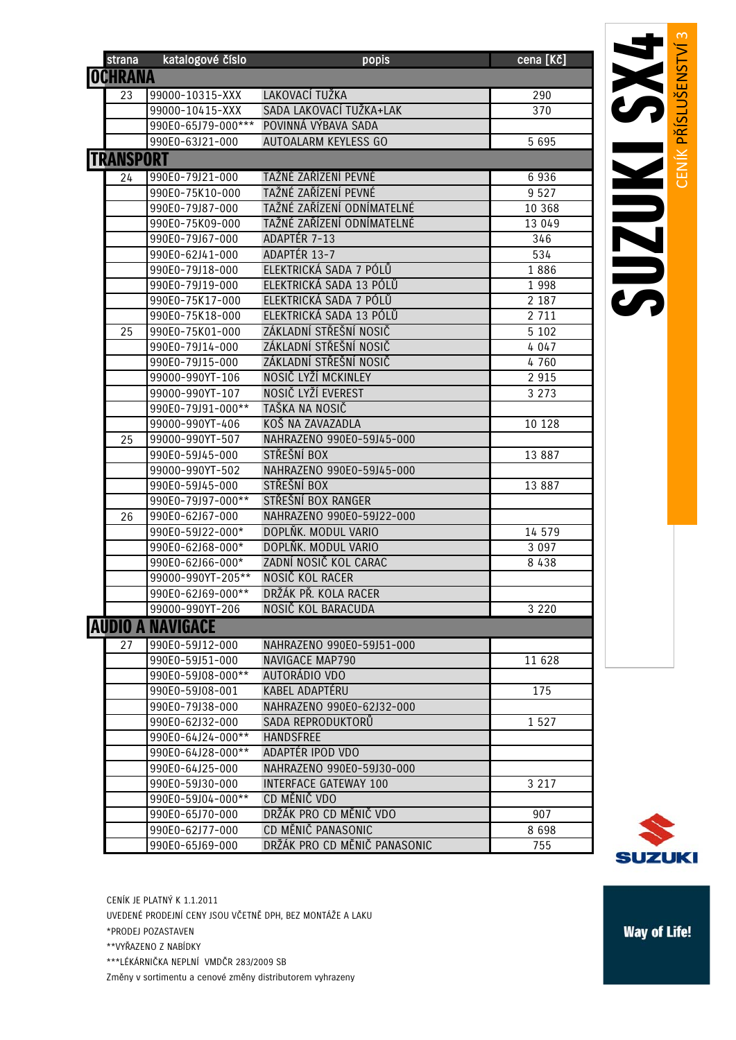# SUZUKI SX4

CENÍK PŘÍSLUŠENSTVÍ 3

| strana | katalogové číslo | popis | cena [Kč] |
|---|---|---|---|
| **OCHRANA** | | | |
| 23 | 99000-10315-XXX | LAKOVACÍ TUŽKA | 290 |
| | 99000-10415-XXX | SADA LAKOVACÍ TUŽKA+LAK | 370 |
| | 990E0-65J79-000*** | POVINNÁ VÝBAVA SADA | |
| | 990E0-63J21-000 | AUTOALARM KEYLESS GO | 5 695 |
| **TRANSPORT** | | | |
| 24 | 990E0-79J21-000 | TAŽNÉ ZAŘÍZENÍ PEVNÉ | 6 936 |
| | 990E0-75K10-000 | TAŽNÉ ZAŘÍZENÍ PEVNÉ | 9 527 |
| | 990E0-79J87-000 | TAŽNÉ ZAŘÍZENÍ ODNÍMATELNÉ | 10 368 |
| | 990E0-75K09-000 | TAŽNÉ ZAŘÍZENÍ ODNÍMATELNÉ | 13 049 |
| | 990E0-79J67-000 | ADAPTÉR 7-13 | 346 |
| | 990E0-62J41-000 | ADAPTÉR 13-7 | 534 |
| | 990E0-79J18-000 | ELEKTRICKÁ SADA 7 PÓLŮ | 1 886 |
| | 990E0-79J19-000 | ELEKTRICKÁ SADA 13 PÓLŮ | 1 998 |
| | 990E0-75K17-000 | ELEKTRICKÁ SADA 7 PÓLŮ | 2 187 |
| | 990E0-75K18-000 | ELEKTRICKÁ SADA 13 PÓLŮ | 2 711 |
| 25 | 990E0-75K01-000 | ZÁKLADNÍ STŘEŠNÍ NOSIČ | 5 102 |
| | 990E0-79J14-000 | ZÁKLADNÍ STŘEŠNÍ NOSIČ | 4 047 |
| | 990E0-79J15-000 | ZÁKLADNÍ STŘEŠNÍ NOSIČ | 4 760 |
| | 99000-990YT-106 | NOSIČ LYŽÍ MCKINLEY | 2 915 |
| | 99000-990YT-107 | NOSIČ LYŽÍ EVEREST | 3 273 |
| | 990E0-79J91-000** | TAŠKA NA NOSIČ | |
| | 99000-990YT-406 | KOŠ NA ZAVAZADLA | 10 128 |
| 25 | 99000-990YT-507 | NAHRAZENO 990E0-59J45-000 | |
| | 990E0-59J45-000 | STŘEŠNÍ BOX | 13 887 |
| | 99000-990YT-502 | NAHRAZENO 990E0-59J45-000 | |
| | 990E0-59J45-000 | STŘEŠNÍ BOX | 13 887 |
| | 990E0-79J97-000** | STŘEŠNÍ BOX RANGER | |
| 26 | 990E0-62J67-000 | NAHRAZENO 990E0-59J22-000 | |
| | 990E0-59J22-000* | DOPLŇK. MODUL VARIO | 14 579 |
| | 990E0-62J68-000* | DOPLŇK. MODUL VARIO | 3 097 |
| | 990E0-62J66-000* | ZADNÍ NOSIČ KOL CARAC | 8 438 |
| | 99000-990YT-205** | NOSIČ KOL RACER | |
| | 990E0-62J69-000** | DRŽÁK PŘ. KOLA RACER | |
| | 99000-990YT-206 | NOSIČ KOL BARACUDA | 3 220 |
| **AUDIO A NAVIGACE** | | | |
| 27 | 990E0-59J12-000 | NAHRAZENO 990E0-59J51-000 | |
| | 990E0-59J51-000 | NAVIGACE MAP790 | 11 628 |
| | 990E0-59J08-000** | AUTORÁDIO VDO | |
| | 990E0-59J08-001 | KABEL ADAPTÉRU | 175 |
| | 990E0-79J38-000 | NAHRAZENO 990E0-62J32-000 | |
| | 990E0-62J32-000 | SADA REPRODUKTORŮ | 1 527 |
| | 990E0-64J24-000** | HANDSFREE | |
| | 990E0-64J28-000** | ADAPTÉR IPOD VDO | |
| | 990E0-64J25-000 | NAHRAZENO 990E0-59J30-000 | |
| | 990E0-59J30-000 | INTERFACE GATEWAY 100 | 3 217 |
| | 990E0-59J04-000** | CD MĚNIČ VDO | |
| | 990E0-65J70-000 | DRŽÁK PRO CD MĚNIČ VDO | 907 |
| | 990E0-62J77-000 | CD MĚNIČ PANASONIC | 8 698 |
| | 990E0-65J69-000 | DRŽÁK PRO CD MĚNIČ PANASONIC | 755 |

CENÍK JE PLATNÝ K 1.1.2011

UVEDENÉ PRODEJNÍ CENY JSOU VČETNĚ DPH, BEZ MONTÁŽE A LAKU

*PRODEJ POZASTAVEN

**VYŘAZENO Z NABÍDKY

***LÉKÁRNIČKA NEPLNÍ VMDČR 283/2009 SB

Změny v sortimentu a cenové změny distributorem vyhrazeny

SUZUKI

Way of Life!